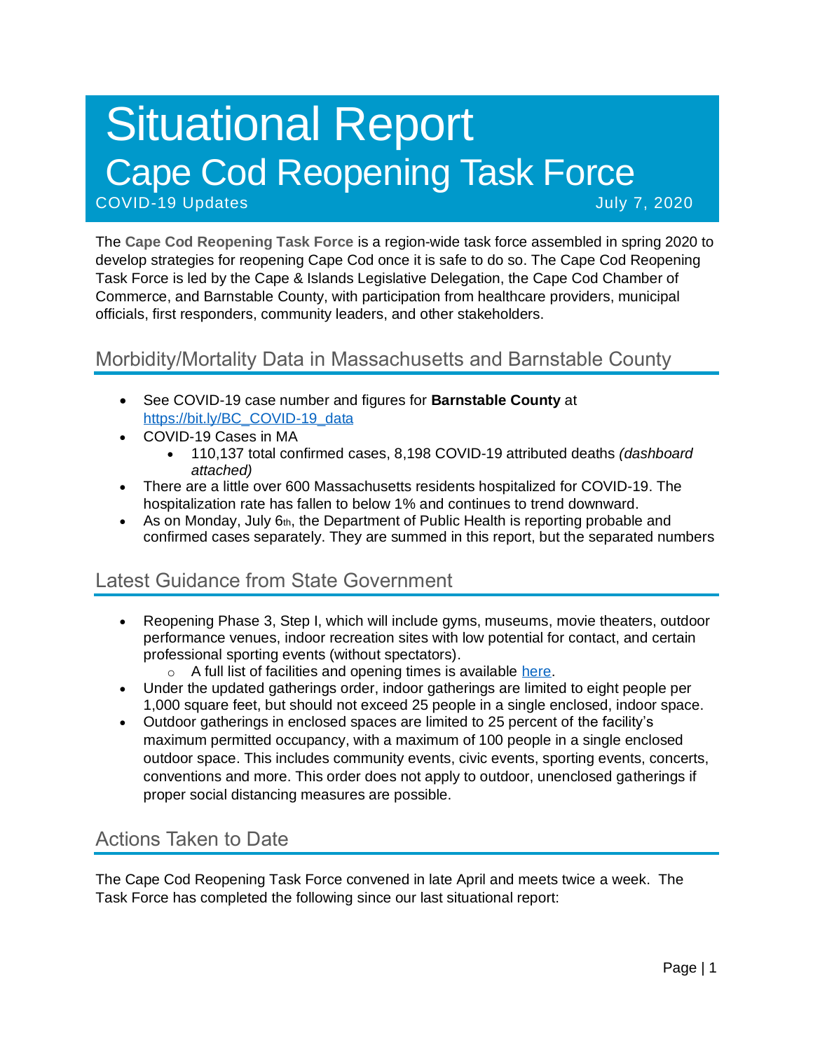# Situational Report
# Cape Cod Reopening Task Force

COVID-19 Updates July 7, 2020

The **Cape Cod Reopening Task Force** is a region-wide task force assembled in spring 2020 to develop strategies for reopening Cape Cod once it is safe to do so. The Cape Cod Reopening Task Force is led by the Cape & Islands Legislative Delegation, the Cape Cod Chamber of Commerce, and Barnstable County, with participation from healthcare providers, municipal officials, first responders, community leaders, and other stakeholders.

## Morbidity/Mortality Data in Massachusetts and Barnstable County

- See COVID-19 case number and figures for **Barnstable County** at [https://bit.ly/BC_COVID-19_data](https://bit.ly/BC_COVID-19_data)
- COVID-19 Cases in MA
  - 110,137 total confirmed cases, 8,198 COVID-19 attributed deaths *(dashboard attached)*
- There are a little over 600 Massachusetts residents hospitalized for COVID-19. The hospitalization rate has fallen to below 1% and continues to trend downward.
- As on Monday, July 6th, the Department of Public Health is reporting probable and confirmed cases separately. They are summed in this report, but the separated numbers

## Latest Guidance from State Government

- Reopening Phase 3, Step I, which will include gyms, museums, movie theaters, outdoor performance venues, indoor recreation sites with low potential for contact, and certain professional sporting events (without spectators).
  - A full list of facilities and opening times is available [here](#).
- Under the updated gatherings order, indoor gatherings are limited to eight people per 1,000 square feet, but should not exceed 25 people in a single enclosed, indoor space.
- Outdoor gatherings in enclosed spaces are limited to 25 percent of the facility's maximum permitted occupancy, with a maximum of 100 people in a single enclosed outdoor space. This includes community events, civic events, sporting events, concerts, conventions and more. This order does not apply to outdoor, unenclosed gatherings if proper social distancing measures are possible.

## Actions Taken to Date

The Cape Cod Reopening Task Force convened in late April and meets twice a week. The Task Force has completed the following since our last situational report: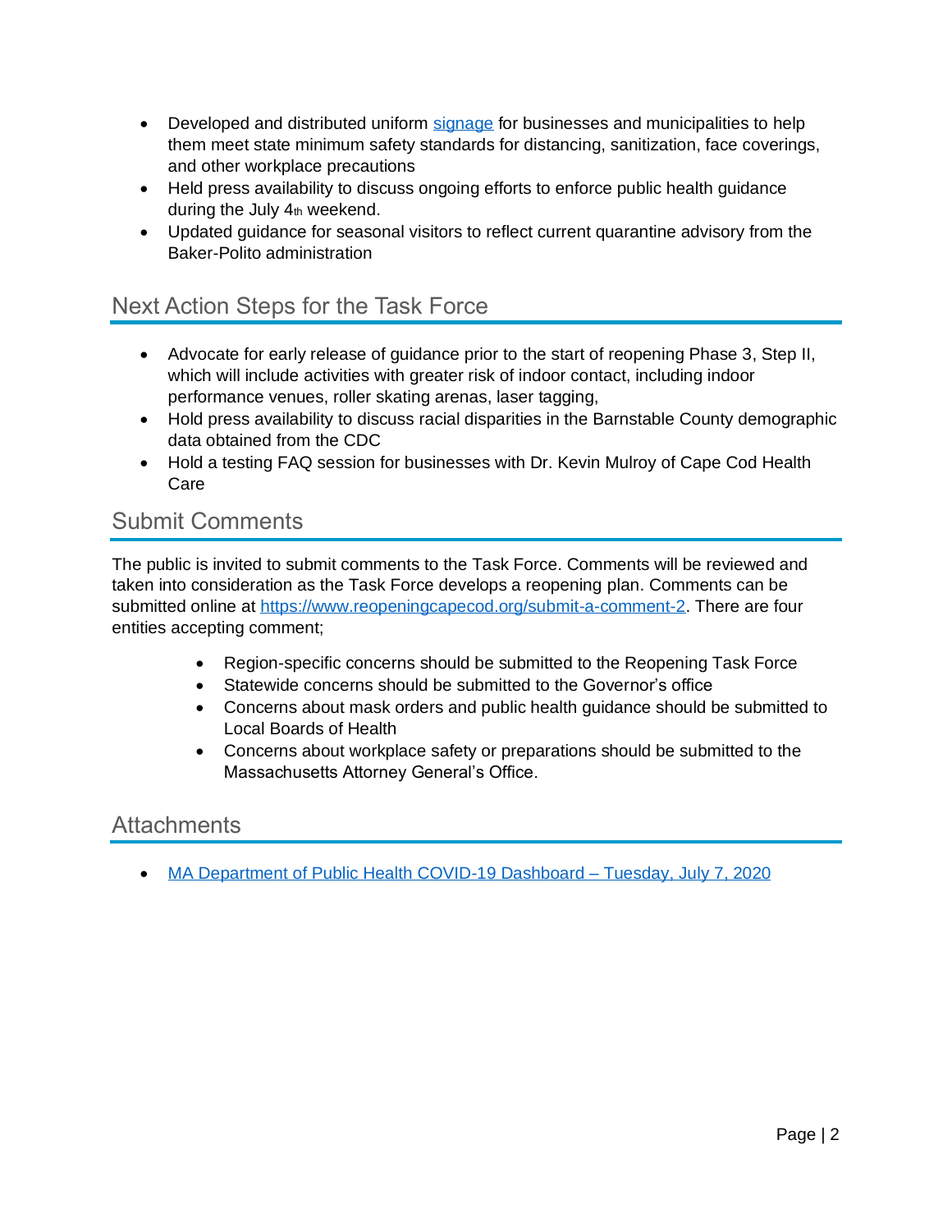- Developed and distributed uniform [signage](signage) for businesses and municipalities to help them meet state minimum safety standards for distancing, sanitization, face coverings, and other workplace precautions
- Held press availability to discuss ongoing efforts to enforce public health guidance during the July 4th weekend.
- Updated guidance for seasonal visitors to reflect current quarantine advisory from the Baker-Polito administration

## Next Action Steps for the Task Force

- Advocate for early release of guidance prior to the start of reopening Phase 3, Step II, which will include activities with greater risk of indoor contact, including indoor performance venues, roller skating arenas, laser tagging,
- Hold press availability to discuss racial disparities in the Barnstable County demographic data obtained from the CDC
- Hold a testing FAQ session for businesses with Dr. Kevin Mulroy of Cape Cod Health Care

## Submit Comments

The public is invited to submit comments to the Task Force. Comments will be reviewed and taken into consideration as the Task Force develops a reopening plan. Comments can be submitted online at https://www.reopeningcapecod.org/submit-a-comment-2. There are four entities accepting comment;

- Region-specific concerns should be submitted to the Reopening Task Force
- Statewide concerns should be submitted to the Governor's office
- Concerns about mask orders and public health guidance should be submitted to Local Boards of Health
- Concerns about workplace safety or preparations should be submitted to the Massachusetts Attorney General's Office.

## Attachments

- MA Department of Public Health COVID-19 Dashboard – Tuesday, July 7, 2020